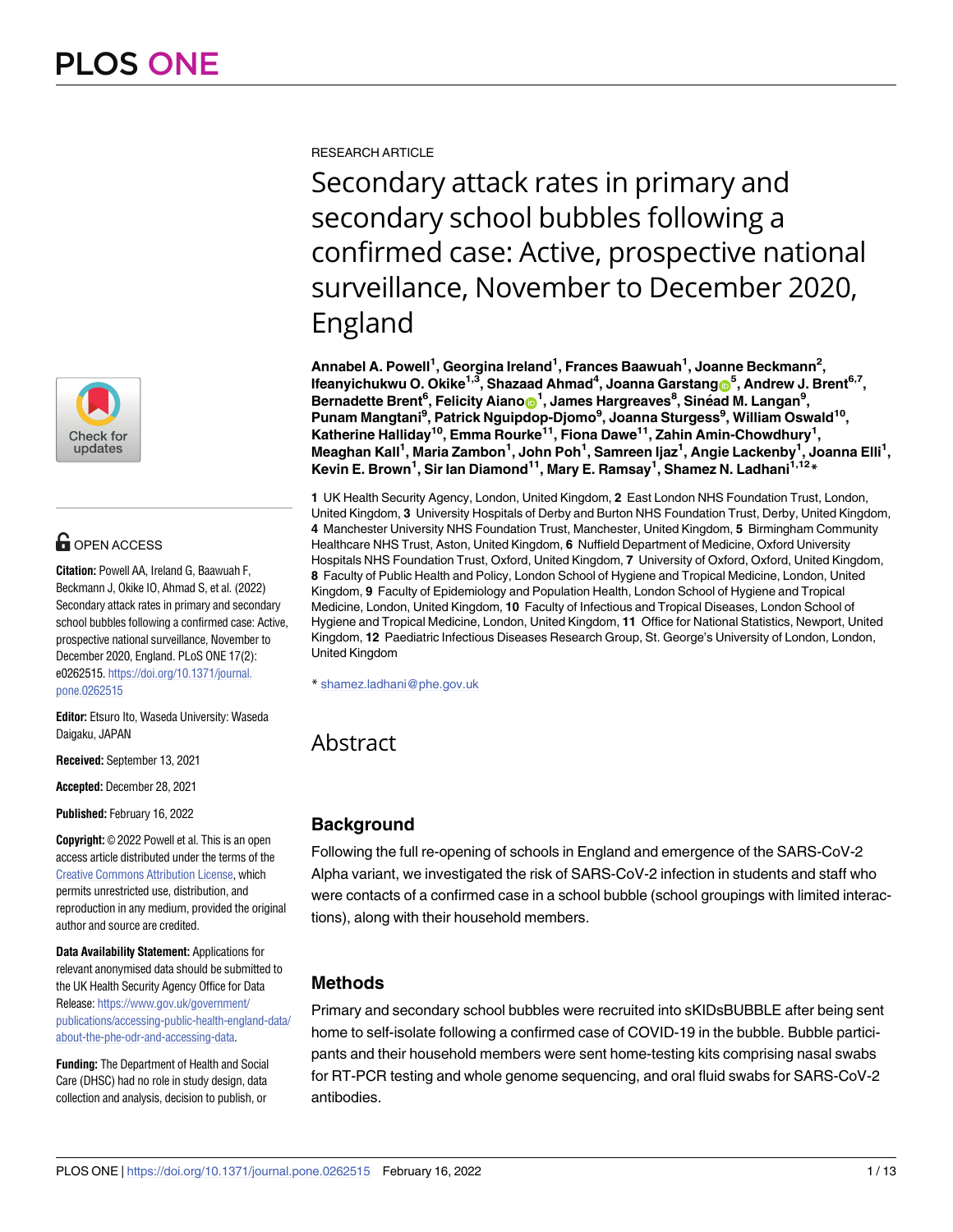RESEARCH ARTICLE

# Secondary attack rates in primary and secondary school bubbles following a confirmed case: Active, prospective national surveillance, November to December 2020, England

**Annabel A. Powell[1], Georgina Ireland[1], Frances Baawuah[1], Joanne Beckmann[2], Ifeanyichukwu O. Okike[1,3], Shazaad Ahmad[4], Joanna Garstang[5], Andrew J. Brent[6,7], Bernadette Brent[6], Felicity Aiano[1], James Hargreaves[8], Sinéad M. Langan[9], Punam Mangtani[9], Patrick Nguipdop-Djomo[9], Joanna Sturgess[9], William Oswald[10], Katherine Halliday[10], Emma Rourke[11], Fiona Dawe[11], Zahin Amin-Chowdhury[1], Meaghan Kall[1], Maria Zambon[1], John Poh[1], Samreen Ijaz[1], Angie Lackenby[1], Joanna Elli[1], Kevin E. Brown[1], Sir Ian Diamond[11], Mary E. Ramsay[1], Shamez N. Ladhani[1,12]***

**1** UK Health Security Agency, London, United Kingdom, **2** East London NHS Foundation Trust, London, United Kingdom, **3** University Hospitals of Derby and Burton NHS Foundation Trust, Derby, United Kingdom, **4** Manchester University NHS Foundation Trust, Manchester, United Kingdom, **5** Birmingham Community Healthcare NHS Trust, Aston, United Kingdom, **6** Nuffield Department of Medicine, Oxford University Hospitals NHS Foundation Trust, Oxford, United Kingdom, **7** University of Oxford, Oxford, United Kingdom, **8** Faculty of Public Health and Policy, London School of Hygiene and Tropical Medicine, London, United Kingdom, **9** Faculty of Epidemiology and Population Health, London School of Hygiene and Tropical Medicine, London, United Kingdom, **10** Faculty of Infectious and Tropical Diseases, London School of Hygiene and Tropical Medicine, London, United Kingdom, **11** Office for National Statistics, Newport, United Kingdom, **12** Paediatric Infectious Diseases Research Group, St. George's University of London, London, United Kingdom

* shamez.ladhani@phe.gov.uk

OPEN ACCESS

**Citation:** Powell AA, Ireland G, Baawuah F, Beckmann J, Okike IO, Ahmad S, et al. (2022) Secondary attack rates in primary and secondary school bubbles following a confirmed case: Active, prospective national surveillance, November to December 2020, England. PLoS ONE 17(2): e0262515. https://doi.org/10.1371/journal.pone.0262515

**Editor:** Etsuro Ito, Waseda University: Waseda Daigaku, JAPAN

**Received:** September 13, 2021

**Accepted:** December 28, 2021

**Published:** February 16, 2022

**Copyright:** © 2022 Powell et al. This is an open access article distributed under the terms of the Creative Commons Attribution License, which permits unrestricted use, distribution, and reproduction in any medium, provided the original author and source are credited.

**Data Availability Statement:** Applications for relevant anonymised data should be submitted to the UK Health Security Agency Office for Data Release: https://www.gov.uk/government/publications/accessing-public-health-england-data/about-the-phe-odr-and-accessing-data.

**Funding:** The Department of Health and Social Care (DHSC) had no role in study design, data collection and analysis, decision to publish, or

## Abstract

### Background

Following the full re-opening of schools in England and emergence of the SARS-CoV-2 Alpha variant, we investigated the risk of SARS-CoV-2 infection in students and staff who were contacts of a confirmed case in a school bubble (school groupings with limited interactions), along with their household members.

### Methods

Primary and secondary school bubbles were recruited into sKIDsBUBBLE after being sent home to self-isolate following a confirmed case of COVID-19 in the bubble. Bubble participants and their household members were sent home-testing kits comprising nasal swabs for RT-PCR testing and whole genome sequencing, and oral fluid swabs for SARS-CoV-2 antibodies.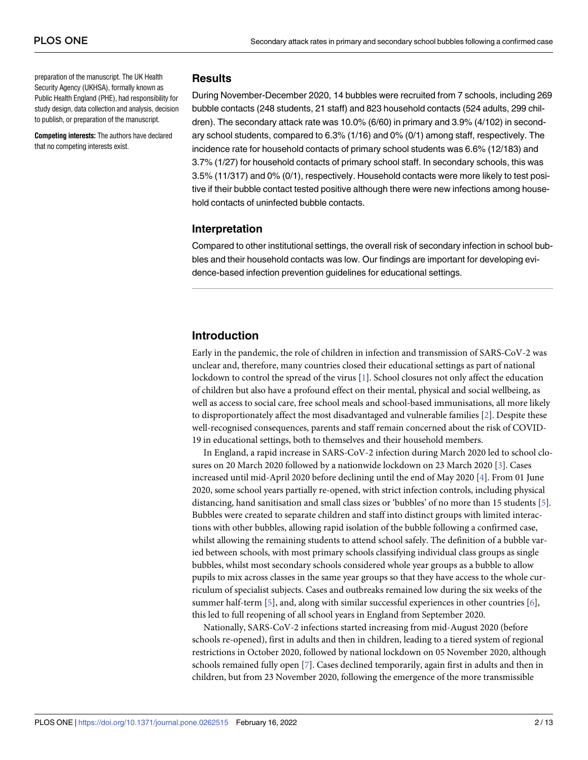preparation of the manuscript. The UK Health Security Agency (UKHSA), formally known as Public Health England (PHE), had responsibility for study design, data collection and analysis, decision to publish, or preparation of the manuscript.

**Competing interests:** The authors have declared that no competing interests exist.

## Results

During November-December 2020, 14 bubbles were recruited from 7 schools, including 269 bubble contacts (248 students, 21 staff) and 823 household contacts (524 adults, 299 children). The secondary attack rate was 10.0% (6/60) in primary and 3.9% (4/102) in secondary school students, compared to 6.3% (1/16) and 0% (0/1) among staff, respectively. The incidence rate for household contacts of primary school students was 6.6% (12/183) and 3.7% (1/27) for household contacts of primary school staff. In secondary schools, this was 3.5% (11/317) and 0% (0/1), respectively. Household contacts were more likely to test positive if their bubble contact tested positive although there were new infections among household contacts of uninfected bubble contacts.

## Interpretation

Compared to other institutional settings, the overall risk of secondary infection in school bubbles and their household contacts was low. Our findings are important for developing evidence-based infection prevention guidelines for educational settings.

## Introduction

Early in the pandemic, the role of children in infection and transmission of SARS-CoV-2 was unclear and, therefore, many countries closed their educational settings as part of national lockdown to control the spread of the virus [1]. School closures not only affect the education of children but also have a profound effect on their mental, physical and social wellbeing, as well as access to social care, free school meals and school-based immunisations, all more likely to disproportionately affect the most disadvantaged and vulnerable families [2]. Despite these well-recognised consequences, parents and staff remain concerned about the risk of COVID-19 in educational settings, both to themselves and their household members.

In England, a rapid increase in SARS-CoV-2 infection during March 2020 led to school closures on 20 March 2020 followed by a nationwide lockdown on 23 March 2020 [3]. Cases increased until mid-April 2020 before declining until the end of May 2020 [4]. From 01 June 2020, some school years partially re-opened, with strict infection controls, including physical distancing, hand sanitisation and small class sizes or 'bubbles' of no more than 15 students [5]. Bubbles were created to separate children and staff into distinct groups with limited interactions with other bubbles, allowing rapid isolation of the bubble following a confirmed case, whilst allowing the remaining students to attend school safely. The definition of a bubble varied between schools, with most primary schools classifying individual class groups as single bubbles, whilst most secondary schools considered whole year groups as a bubble to allow pupils to mix across classes in the same year groups so that they have access to the whole curriculum of specialist subjects. Cases and outbreaks remained low during the six weeks of the summer half-term [5], and, along with similar successful experiences in other countries [6], this led to full reopening of all school years in England from September 2020.

Nationally, SARS-CoV-2 infections started increasing from mid-August 2020 (before schools re-opened), first in adults and then in children, leading to a tiered system of regional restrictions in October 2020, followed by national lockdown on 05 November 2020, although schools remained fully open [7]. Cases declined temporarily, again first in adults and then in children, but from 23 November 2020, following the emergence of the more transmissible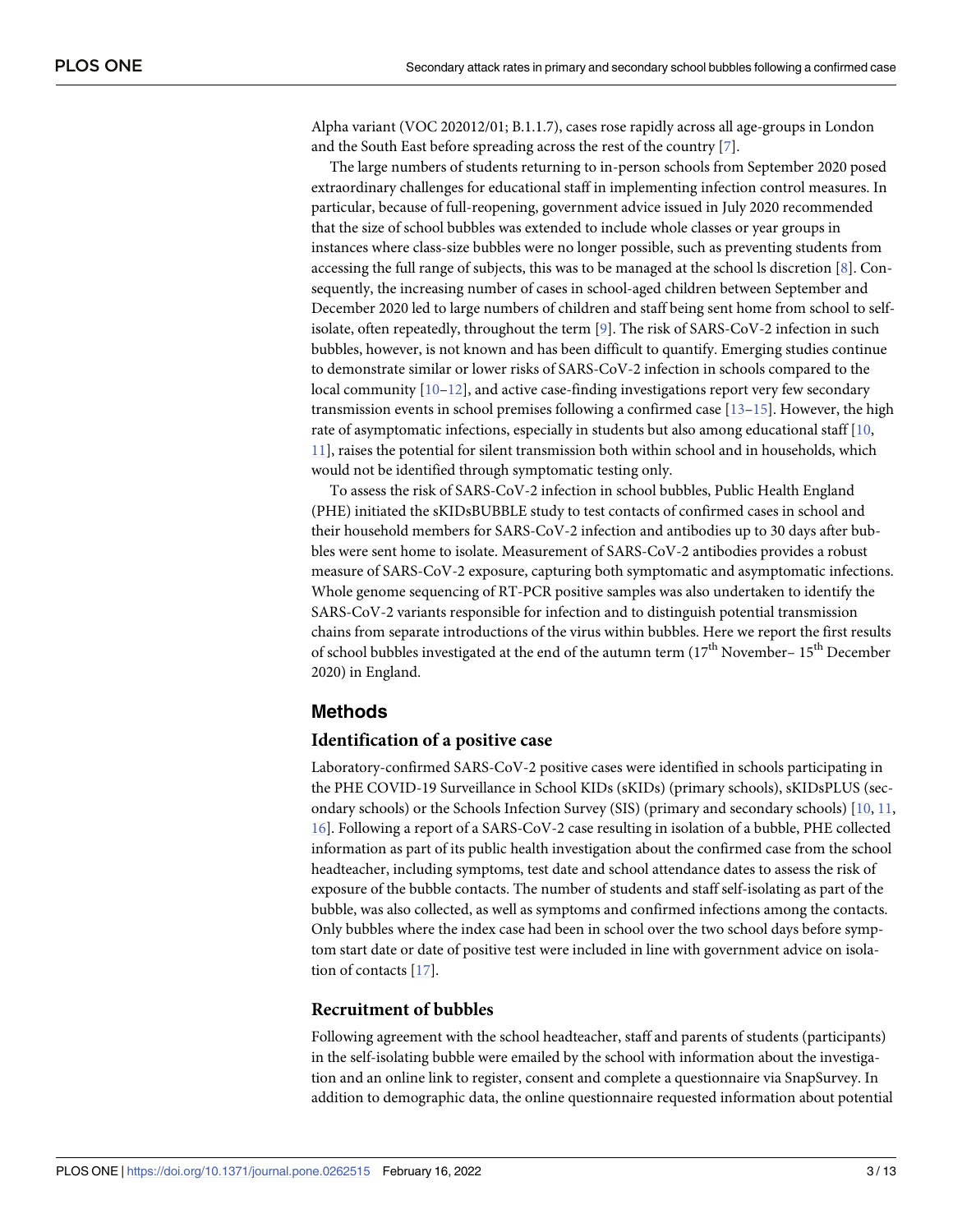Alpha variant (VOC 202012/01; B.1.1.7), cases rose rapidly across all age-groups in London and the South East before spreading across the rest of the country [7].

The large numbers of students returning to in-person schools from September 2020 posed extraordinary challenges for educational staff in implementing infection control measures. In particular, because of full-reopening, government advice issued in July 2020 recommended that the size of school bubbles was extended to include whole classes or year groups in instances where class-size bubbles were no longer possible, such as preventing students from accessing the full range of subjects, this was to be managed at the school ls discretion [8]. Consequently, the increasing number of cases in school-aged children between September and December 2020 led to large numbers of children and staff being sent home from school to self-isolate, often repeatedly, throughout the term [9]. The risk of SARS-CoV-2 infection in such bubbles, however, is not known and has been difficult to quantify. Emerging studies continue to demonstrate similar or lower risks of SARS-CoV-2 infection in schools compared to the local community [10–12], and active case-finding investigations report very few secondary transmission events in school premises following a confirmed case [13–15]. However, the high rate of asymptomatic infections, especially in students but also among educational staff [10, 11], raises the potential for silent transmission both within school and in households, which would not be identified through symptomatic testing only.

To assess the risk of SARS-CoV-2 infection in school bubbles, Public Health England (PHE) initiated the sKIDsBUBBLE study to test contacts of confirmed cases in school and their household members for SARS-CoV-2 infection and antibodies up to 30 days after bubbles were sent home to isolate. Measurement of SARS-CoV-2 antibodies provides a robust measure of SARS-CoV-2 exposure, capturing both symptomatic and asymptomatic infections. Whole genome sequencing of RT-PCR positive samples was also undertaken to identify the SARS-CoV-2 variants responsible for infection and to distinguish potential transmission chains from separate introductions of the virus within bubbles. Here we report the first results of school bubbles investigated at the end of the autumn term (17th November– 15th December 2020) in England.

## Methods

### Identification of a positive case

Laboratory-confirmed SARS-CoV-2 positive cases were identified in schools participating in the PHE COVID-19 Surveillance in School KIDs (sKIDs) (primary schools), sKIDsPLUS (secondary schools) or the Schools Infection Survey (SIS) (primary and secondary schools) [10, 11, 16]. Following a report of a SARS-CoV-2 case resulting in isolation of a bubble, PHE collected information as part of its public health investigation about the confirmed case from the school headteacher, including symptoms, test date and school attendance dates to assess the risk of exposure of the bubble contacts. The number of students and staff self-isolating as part of the bubble, was also collected, as well as symptoms and confirmed infections among the contacts. Only bubbles where the index case had been in school over the two school days before symptom start date or date of positive test were included in line with government advice on isolation of contacts [17].

### Recruitment of bubbles

Following agreement with the school headteacher, staff and parents of students (participants) in the self-isolating bubble were emailed by the school with information about the investigation and an online link to register, consent and complete a questionnaire via SnapSurvey. In addition to demographic data, the online questionnaire requested information about potential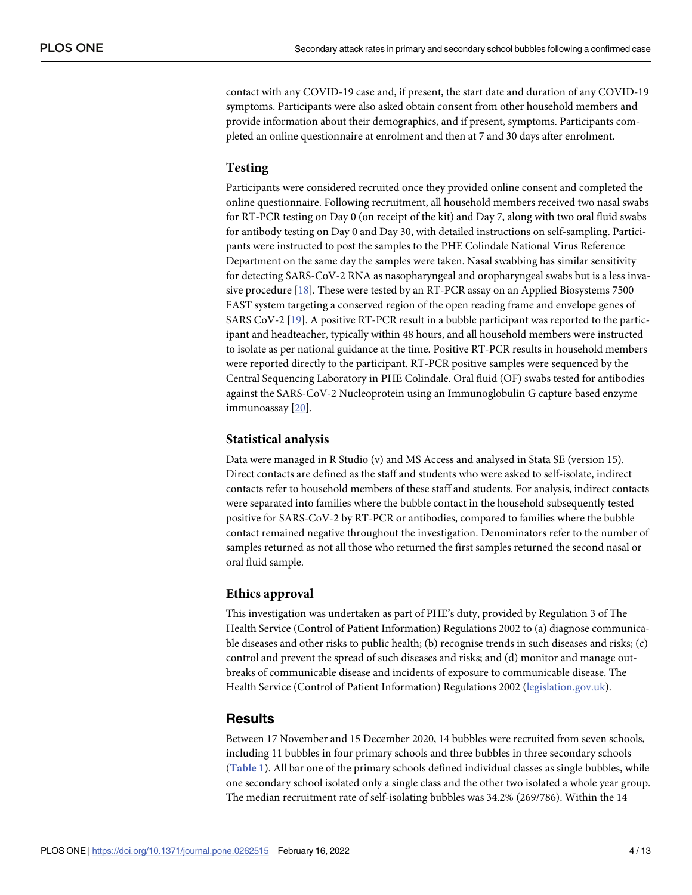contact with any COVID-19 case and, if present, the start date and duration of any COVID-19 symptoms. Participants were also asked obtain consent from other household members and provide information about their demographics, and if present, symptoms. Participants completed an online questionnaire at enrolment and then at 7 and 30 days after enrolment.

### Testing

Participants were considered recruited once they provided online consent and completed the online questionnaire. Following recruitment, all household members received two nasal swabs for RT-PCR testing on Day 0 (on receipt of the kit) and Day 7, along with two oral fluid swabs for antibody testing on Day 0 and Day 30, with detailed instructions on self-sampling. Participants were instructed to post the samples to the PHE Colindale National Virus Reference Department on the same day the samples were taken. Nasal swabbing has similar sensitivity for detecting SARS-CoV-2 RNA as nasopharyngeal and oropharyngeal swabs but is a less invasive procedure [18]. These were tested by an RT-PCR assay on an Applied Biosystems 7500 FAST system targeting a conserved region of the open reading frame and envelope genes of SARS CoV-2 [19]. A positive RT-PCR result in a bubble participant was reported to the participant and headteacher, typically within 48 hours, and all household members were instructed to isolate as per national guidance at the time. Positive RT-PCR results in household members were reported directly to the participant. RT-PCR positive samples were sequenced by the Central Sequencing Laboratory in PHE Colindale. Oral fluid (OF) swabs tested for antibodies against the SARS-CoV-2 Nucleoprotein using an Immunoglobulin G capture based enzyme immunoassay [20].

### Statistical analysis

Data were managed in R Studio (v) and MS Access and analysed in Stata SE (version 15). Direct contacts are defined as the staff and students who were asked to self-isolate, indirect contacts refer to household members of these staff and students. For analysis, indirect contacts were separated into families where the bubble contact in the household subsequently tested positive for SARS-CoV-2 by RT-PCR or antibodies, compared to families where the bubble contact remained negative throughout the investigation. Denominators refer to the number of samples returned as not all those who returned the first samples returned the second nasal or oral fluid sample.

### Ethics approval

This investigation was undertaken as part of PHE's duty, provided by Regulation 3 of The Health Service (Control of Patient Information) Regulations 2002 to (a) diagnose communicable diseases and other risks to public health; (b) recognise trends in such diseases and risks; (c) control and prevent the spread of such diseases and risks; and (d) monitor and manage outbreaks of communicable disease and incidents of exposure to communicable disease. The Health Service (Control of Patient Information) Regulations 2002 (legislation.gov.uk).

## Results

Between 17 November and 15 December 2020, 14 bubbles were recruited from seven schools, including 11 bubbles in four primary schools and three bubbles in three secondary schools (**Table 1**). All bar one of the primary schools defined individual classes as single bubbles, while one secondary school isolated only a single class and the other two isolated a whole year group. The median recruitment rate of self-isolating bubbles was 34.2% (269/786). Within the 14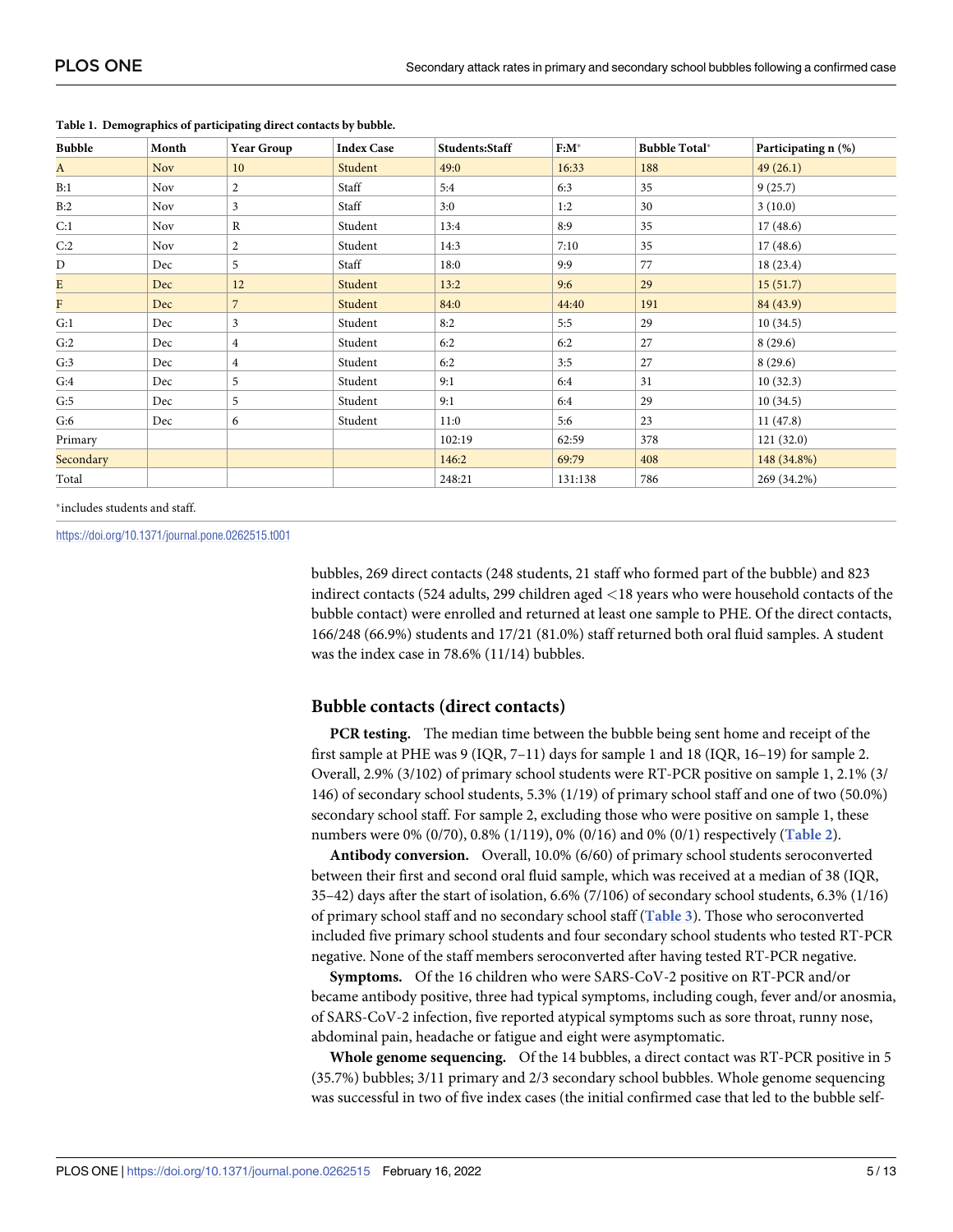**Table 1. Demographics of participating direct contacts by bubble.**

| Bubble | Month | Year Group | Index Case | Students:Staff | F:M* | Bubble Total* | Participating n (%) |
|---|---|---|---|---|---|---|---|
| A | Nov | 10 | Student | 49:0 | 16:33 | 188 | 49 (26.1) |
| B:1 | Nov | 2 | Staff | 5:4 | 6:3 | 35 | 9 (25.7) |
| B:2 | Nov | 3 | Staff | 3:0 | 1:2 | 30 | 3 (10.0) |
| C:1 | Nov | R | Student | 13:4 | 8:9 | 35 | 17 (48.6) |
| C:2 | Nov | 2 | Student | 14:3 | 7:10 | 35 | 17 (48.6) |
| D | Dec | 5 | Staff | 18:0 | 9:9 | 77 | 18 (23.4) |
| E | Dec | 12 | Student | 13:2 | 9:6 | 29 | 15 (51.7) |
| F | Dec | 7 | Student | 84:0 | 44:40 | 191 | 84 (43.9) |
| G:1 | Dec | 3 | Student | 8:2 | 5:5 | 29 | 10 (34.5) |
| G:2 | Dec | 4 | Student | 6:2 | 6:2 | 27 | 8 (29.6) |
| G:3 | Dec | 4 | Student | 6:2 | 3:5 | 27 | 8 (29.6) |
| G:4 | Dec | 5 | Student | 9:1 | 6:4 | 31 | 10 (32.3) |
| G:5 | Dec | 5 | Student | 9:1 | 6:4 | 29 | 10 (34.5) |
| G:6 | Dec | 6 | Student | 11:0 | 5:6 | 23 | 11 (47.8) |
| Primary | | | | 102:19 | 62:59 | 378 | 121 (32.0) |
| Secondary | | | | 146:2 | 69:79 | 408 | 148 (34.8%) |
| Total | | | | 248:21 | 131:138 | 786 | 269 (34.2%) |

*includes students and staff.

https://doi.org/10.1371/journal.pone.0262515.t001

bubbles, 269 direct contacts (248 students, 21 staff who formed part of the bubble) and 823 indirect contacts (524 adults, 299 children aged <18 years who were household contacts of the bubble contact) were enrolled and returned at least one sample to PHE. Of the direct contacts, 166/248 (66.9%) students and 17/21 (81.0%) staff returned both oral fluid samples. A student was the index case in 78.6% (11/14) bubbles.

## Bubble contacts (direct contacts)

**PCR testing.** The median time between the bubble being sent home and receipt of the first sample at PHE was 9 (IQR, 7–11) days for sample 1 and 18 (IQR, 16–19) for sample 2. Overall, 2.9% (3/102) of primary school students were RT-PCR positive on sample 1, 2.1% (3/146) of secondary school students, 5.3% (1/19) of primary school staff and one of two (50.0%) secondary school staff. For sample 2, excluding those who were positive on sample 1, these numbers were 0% (0/70), 0.8% (1/119), 0% (0/16) and 0% (0/1) respectively (Table 2).

**Antibody conversion.** Overall, 10.0% (6/60) of primary school students seroconverted between their first and second oral fluid sample, which was received at a median of 38 (IQR, 35–42) days after the start of isolation, 6.6% (7/106) of secondary school students, 6.3% (1/16) of primary school staff and no secondary school staff (Table 3). Those who seroconverted included five primary school students and four secondary school students who tested RT-PCR negative. None of the staff members seroconverted after having tested RT-PCR negative.

**Symptoms.** Of the 16 children who were SARS-CoV-2 positive on RT-PCR and/or became antibody positive, three had typical symptoms, including cough, fever and/or anosmia, of SARS-CoV-2 infection, five reported atypical symptoms such as sore throat, runny nose, abdominal pain, headache or fatigue and eight were asymptomatic.

**Whole genome sequencing.** Of the 14 bubbles, a direct contact was RT-PCR positive in 5 (35.7%) bubbles; 3/11 primary and 2/3 secondary school bubbles. Whole genome sequencing was successful in two of five index cases (the initial confirmed case that led to the bubble self-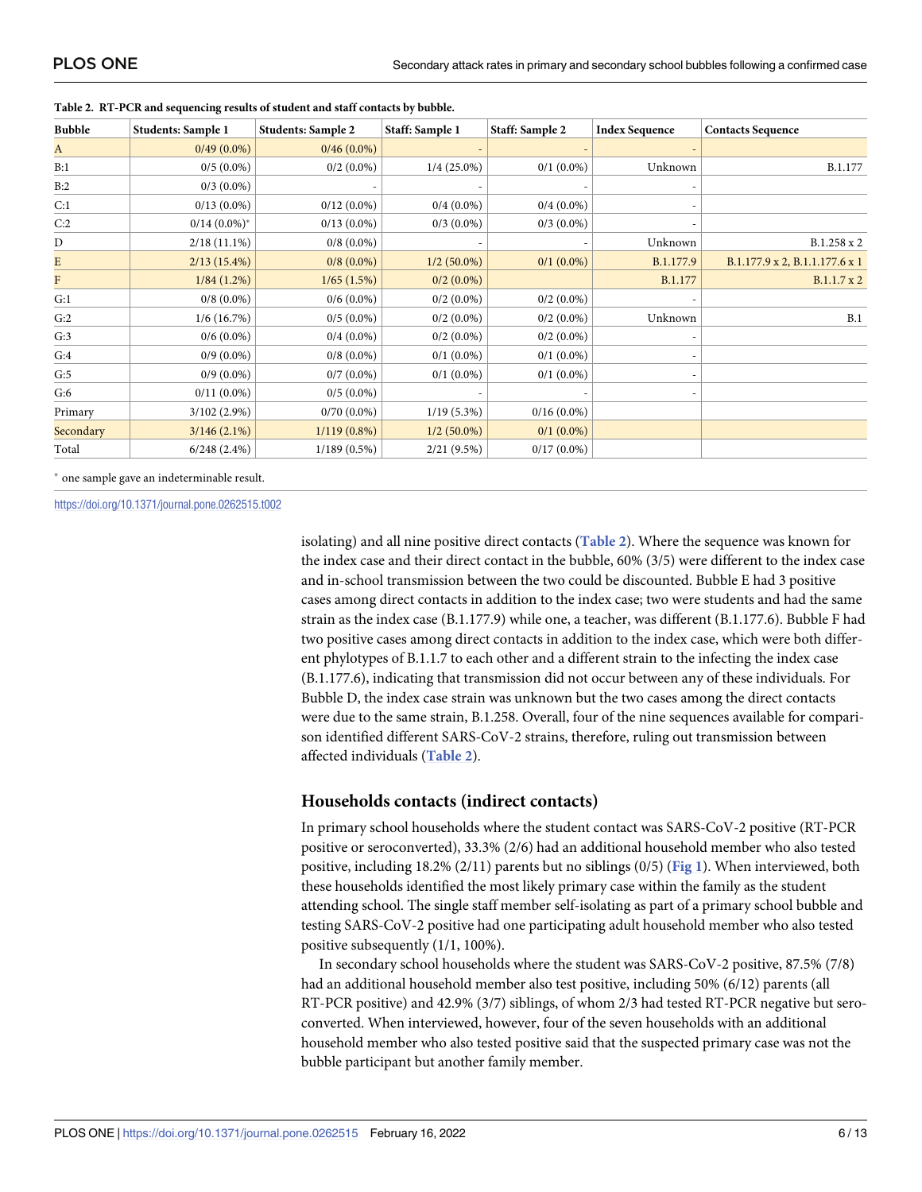**Table 2. RT-PCR and sequencing results of student and staff contacts by bubble.**

| Bubble | Students: Sample 1 | Students: Sample 2 | Staff: Sample 1 | Staff: Sample 2 | Index Sequence | Contacts Sequence |
|---|---|---|---|---|---|---|
| A | 0/49 (0.0%) | 0/46 (0.0%) | - | - | - | |
| B:1 | 0/5 (0.0%) | 0/2 (0.0%) | 1/4 (25.0%) | 0/1 (0.0%) | Unknown | B.1.177 |
| B:2 | 0/3 (0.0%) | - | - | - | - | |
| C:1 | 0/13 (0.0%) | 0/12 (0.0%) | 0/4 (0.0%) | 0/4 (0.0%) | - | |
| C:2 | 0/14 (0.0%)* | 0/13 (0.0%) | 0/3 (0.0%) | 0/3 (0.0%) | - | |
| D | 2/18 (11.1%) | 0/8 (0.0%) | - | - | Unknown | B.1.258 x 2 |
| E | 2/13 (15.4%) | 0/8 (0.0%) | 1/2 (50.0%) | 0/1 (0.0%) | B.1.177.9 | B.1.177.9 x 2, B.1.1.177.6 x 1 |
| F | 1/84 (1.2%) | 1/65 (1.5%) | 0/2 (0.0%) | | B.1.177 | B.1.1.7 x 2 |
| G:1 | 0/8 (0.0%) | 0/6 (0.0%) | 0/2 (0.0%) | 0/2 (0.0%) | - | |
| G:2 | 1/6 (16.7%) | 0/5 (0.0%) | 0/2 (0.0%) | 0/2 (0.0%) | Unknown | B.1 |
| G:3 | 0/6 (0.0%) | 0/4 (0.0%) | 0/2 (0.0%) | 0/2 (0.0%) | - | |
| G:4 | 0/9 (0.0%) | 0/8 (0.0%) | 0/1 (0.0%) | 0/1 (0.0%) | - | |
| G:5 | 0/9 (0.0%) | 0/7 (0.0%) | 0/1 (0.0%) | 0/1 (0.0%) | - | |
| G:6 | 0/11 (0.0%) | 0/5 (0.0%) | - | - | - | |
| Primary | 3/102 (2.9%) | 0/70 (0.0%) | 1/19 (5.3%) | 0/16 (0.0%) | | |
| Secondary | 3/146 (2.1%) | 1/119 (0.8%) | 1/2 (50.0%) | 0/1 (0.0%) | | |
| Total | 6/248 (2.4%) | 1/189 (0.5%) | 2/21 (9.5%) | 0/17 (0.0%) | | |

* one sample gave an indeterminable result.

https://doi.org/10.1371/journal.pone.0262515.t002

isolating) and all nine positive direct contacts (**Table 2**). Where the sequence was known for the index case and their direct contact in the bubble, 60% (3/5) were different to the index case and in-school transmission between the two could be discounted. Bubble E had 3 positive cases among direct contacts in addition to the index case; two were students and had the same strain as the index case (B.1.177.9) while one, a teacher, was different (B.1.177.6). Bubble F had two positive cases among direct contacts in addition to the index case, which were both different phylotypes of B.1.1.7 to each other and a different strain to the infecting the index case (B.1.177.6), indicating that transmission did not occur between any of these individuals. For Bubble D, the index case strain was unknown but the two cases among the direct contacts were due to the same strain, B.1.258. Overall, four of the nine sequences available for comparison identified different SARS-CoV-2 strains, therefore, ruling out transmission between affected individuals (**Table 2**).

## Households contacts (indirect contacts)

In primary school households where the student contact was SARS-CoV-2 positive (RT-PCR positive or seroconverted), 33.3% (2/6) had an additional household member who also tested positive, including 18.2% (2/11) parents but no siblings (0/5) (**Fig 1**). When interviewed, both these households identified the most likely primary case within the family as the student attending school. The single staff member self-isolating as part of a primary school bubble and testing SARS-CoV-2 positive had one participating adult household member who also tested positive subsequently (1/1, 100%).

In secondary school households where the student was SARS-CoV-2 positive, 87.5% (7/8) had an additional household member also test positive, including 50% (6/12) parents (all RT-PCR positive) and 42.9% (3/7) siblings, of whom 2/3 had tested RT-PCR negative but seroconverted. When interviewed, however, four of the seven households with an additional household member who also tested positive said that the suspected primary case was not the bubble participant but another family member.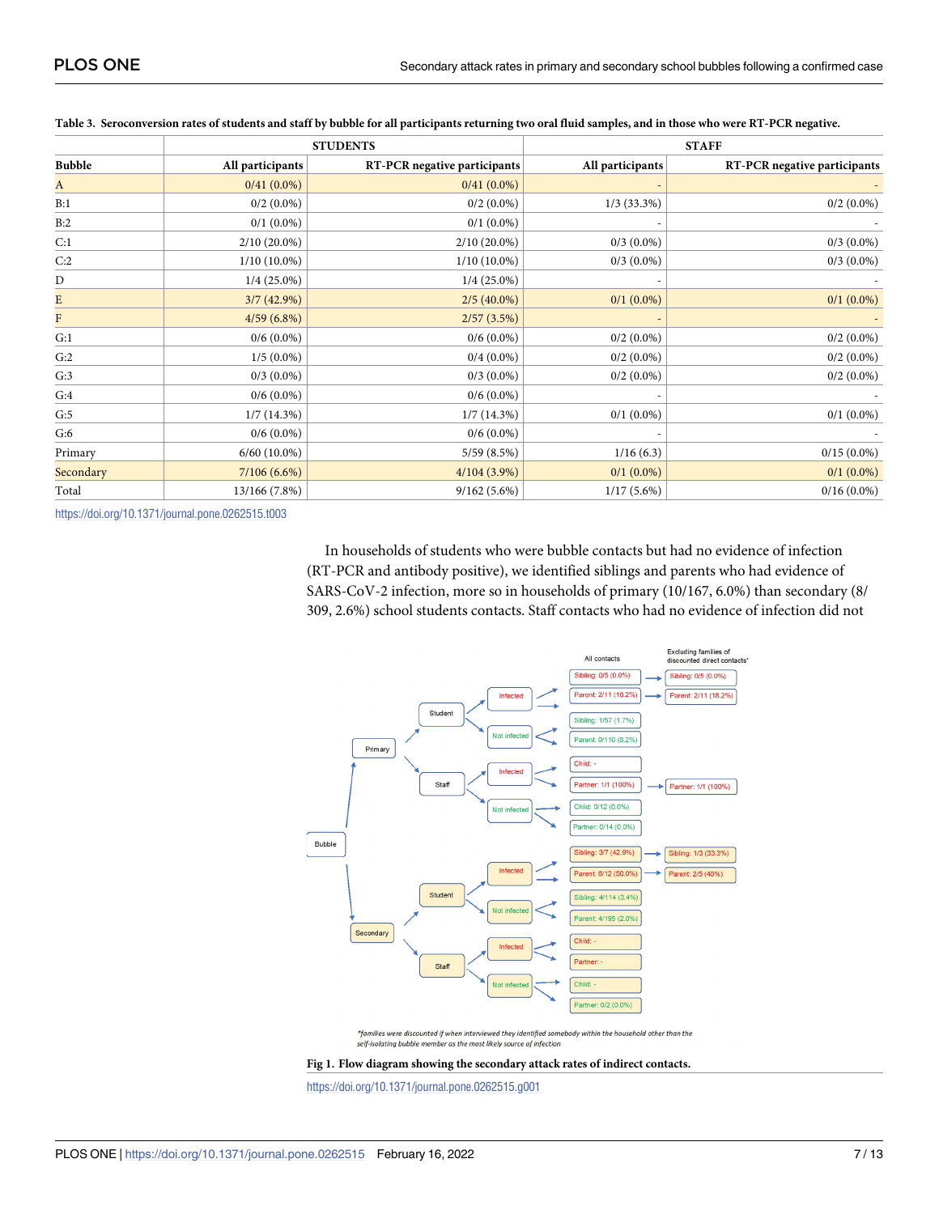**Table 3. Seroconversion rates of students and staff by bubble for all participants returning two oral fluid samples, and in those who were RT-PCR negative.**

| | STUDENTS | | STAFF | |
|---|---|---|---|---|
| **Bubble** | **All participants** | **RT-PCR negative participants** | **All participants** | **RT-PCR negative participants** |
| A | 0/41 (0.0%) | 0/41 (0.0%) | - | - |
| B:1 | 0/2 (0.0%) | 0/2 (0.0%) | 1/3 (33.3%) | 0/2 (0.0%) |
| B:2 | 0/1 (0.0%) | 0/1 (0.0%) | - | - |
| C:1 | 2/10 (20.0%) | 2/10 (20.0%) | 0/3 (0.0%) | 0/3 (0.0%) |
| C:2 | 1/10 (10.0%) | 1/10 (10.0%) | 0/3 (0.0%) | 0/3 (0.0%) |
| D | 1/4 (25.0%) | 1/4 (25.0%) | - | - |
| E | 3/7 (42.9%) | 2/5 (40.0%) | 0/1 (0.0%) | 0/1 (0.0%) |
| F | 4/59 (6.8%) | 2/57 (3.5%) | - | - |
| G:1 | 0/6 (0.0%) | 0/6 (0.0%) | 0/2 (0.0%) | 0/2 (0.0%) |
| G:2 | 1/5 (0.0%) | 0/4 (0.0%) | 0/2 (0.0%) | 0/2 (0.0%) |
| G:3 | 0/3 (0.0%) | 0/3 (0.0%) | 0/2 (0.0%) | 0/2 (0.0%) |
| G:4 | 0/6 (0.0%) | 0/6 (0.0%) | - | - |
| G:5 | 1/7 (14.3%) | 1/7 (14.3%) | 0/1 (0.0%) | 0/1 (0.0%) |
| G:6 | 0/6 (0.0%) | 0/6 (0.0%) | - | - |
| Primary | 6/60 (10.0%) | 5/59 (8.5%) | 1/16 (6.3) | 0/15 (0.0%) |
| Secondary | 7/106 (6.6%) | 4/104 (3.9%) | 0/1 (0.0%) | 0/1 (0.0%) |
| Total | 13/166 (7.8%) | 9/162 (5.6%) | 1/17 (5.6%) | 0/16 (0.0%) |

https://doi.org/10.1371/journal.pone.0262515.t003

In households of students who were bubble contacts but had no evidence of infection (RT-PCR and antibody positive), we identified siblings and parents who had evidence of SARS-CoV-2 infection, more so in households of primary (10/167, 6.0%) than secondary (8/309, 2.6%) school students contacts. Staff contacts who had no evidence of infection did not

**Fig 1. Flow diagram showing the secondary attack rates of indirect contacts.**

https://doi.org/10.1371/journal.pone.0262515.g001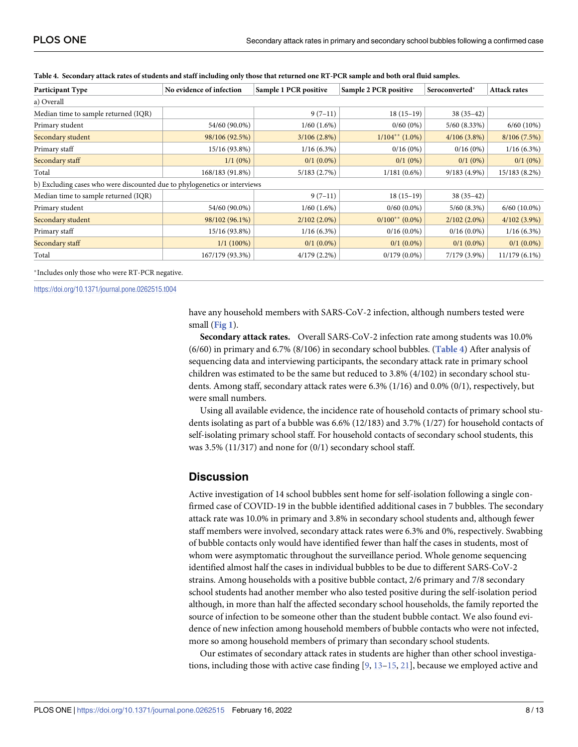**Table 4. Secondary attack rates of students and staff including only those that returned one RT-PCR sample and both oral fluid samples.**

| Participant Type | No evidence of infection | Sample 1 PCR positive | Sample 2 PCR positive | Seroconverted* | Attack rates |
|---|---|---|---|---|---|
| a) Overall | | | | | |
| Median time to sample returned (IQR) | | 9 (7–11) | 18 (15–19) | 38 (35–42) | |
| Primary student | 54/60 (90.0%) | 1/60 (1.6%) | 0/60 (0%) | 5/60 (8.33%) | 6/60 (10%) |
| Secondary student | 98/106 (92.5%) | 3/106 (2.8%) | 1/104** (1.0%) | 4/106 (3.8%) | 8/106 (7.5%) |
| Primary staff | 15/16 (93.8%) | 1/16 (6.3%) | 0/16 (0%) | 0/16 (0%) | 1/16 (6.3%) |
| Secondary staff | 1/1 (0%) | 0/1 (0.0%) | 0/1 (0%) | 0/1 (0%) | 0/1 (0%) |
| Total | 168/183 (91.8%) | 5/183 (2.7%) | 1/181 (0.6%) | 9/183 (4.9%) | 15/183 (8.2%) |
| b) Excluding cases who were discounted due to phylogenetics or interviews | | | | | |
| Median time to sample returned (IQR) | | 9 (7–11) | 18 (15–19) | 38 (35–42) | |
| Primary student | 54/60 (90.0%) | 1/60 (1.6%) | 0/60 (0.0%) | 5/60 (8.3%) | 6/60 (10.0%) |
| Secondary student | 98/102 (96.1%) | 2/102 (2.0%) | 0/100** (0.0%) | 2/102 (2.0%) | 4/102 (3.9%) |
| Primary staff | 15/16 (93.8%) | 1/16 (6.3%) | 0/16 (0.0%) | 0/16 (0.0%) | 1/16 (6.3%) |
| Secondary staff | 1/1 (100%) | 0/1 (0.0%) | 0/1 (0.0%) | 0/1 (0.0%) | 0/1 (0.0%) |
| Total | 167/179 (93.3%) | 4/179 (2.2%) | 0/179 (0.0%) | 7/179 (3.9%) | 11/179 (6.1%) |

*Includes only those who were RT-PCR negative.

https://doi.org/10.1371/journal.pone.0262515.t004

have any household members with SARS-CoV-2 infection, although numbers tested were small (Fig 1).

**Secondary attack rates.** Overall SARS-CoV-2 infection rate among students was 10.0% (6/60) in primary and 6.7% (8/106) in secondary school bubbles. (Table 4) After analysis of sequencing data and interviewing participants, the secondary attack rate in primary school children was estimated to be the same but reduced to 3.8% (4/102) in secondary school students. Among staff, secondary attack rates were 6.3% (1/16) and 0.0% (0/1), respectively, but were small numbers.

Using all available evidence, the incidence rate of household contacts of primary school students isolating as part of a bubble was 6.6% (12/183) and 3.7% (1/27) for household contacts of self-isolating primary school staff. For household contacts of secondary school students, this was 3.5% (11/317) and none for (0/1) secondary school staff.

## Discussion

Active investigation of 14 school bubbles sent home for self-isolation following a single confirmed case of COVID-19 in the bubble identified additional cases in 7 bubbles. The secondary attack rate was 10.0% in primary and 3.8% in secondary school students and, although fewer staff members were involved, secondary attack rates were 6.3% and 0%, respectively. Swabbing of bubble contacts only would have identified fewer than half the cases in students, most of whom were asymptomatic throughout the surveillance period. Whole genome sequencing identified almost half the cases in individual bubbles to be due to different SARS-CoV-2 strains. Among households with a positive bubble contact, 2/6 primary and 7/8 secondary school students had another member who also tested positive during the self-isolation period although, in more than half the affected secondary school households, the family reported the source of infection to be someone other than the student bubble contact. We also found evidence of new infection among household members of bubble contacts who were not infected, more so among household members of primary than secondary school students.

Our estimates of secondary attack rates in students are higher than other school investigations, including those with active case finding [9, 13–15, 21], because we employed active and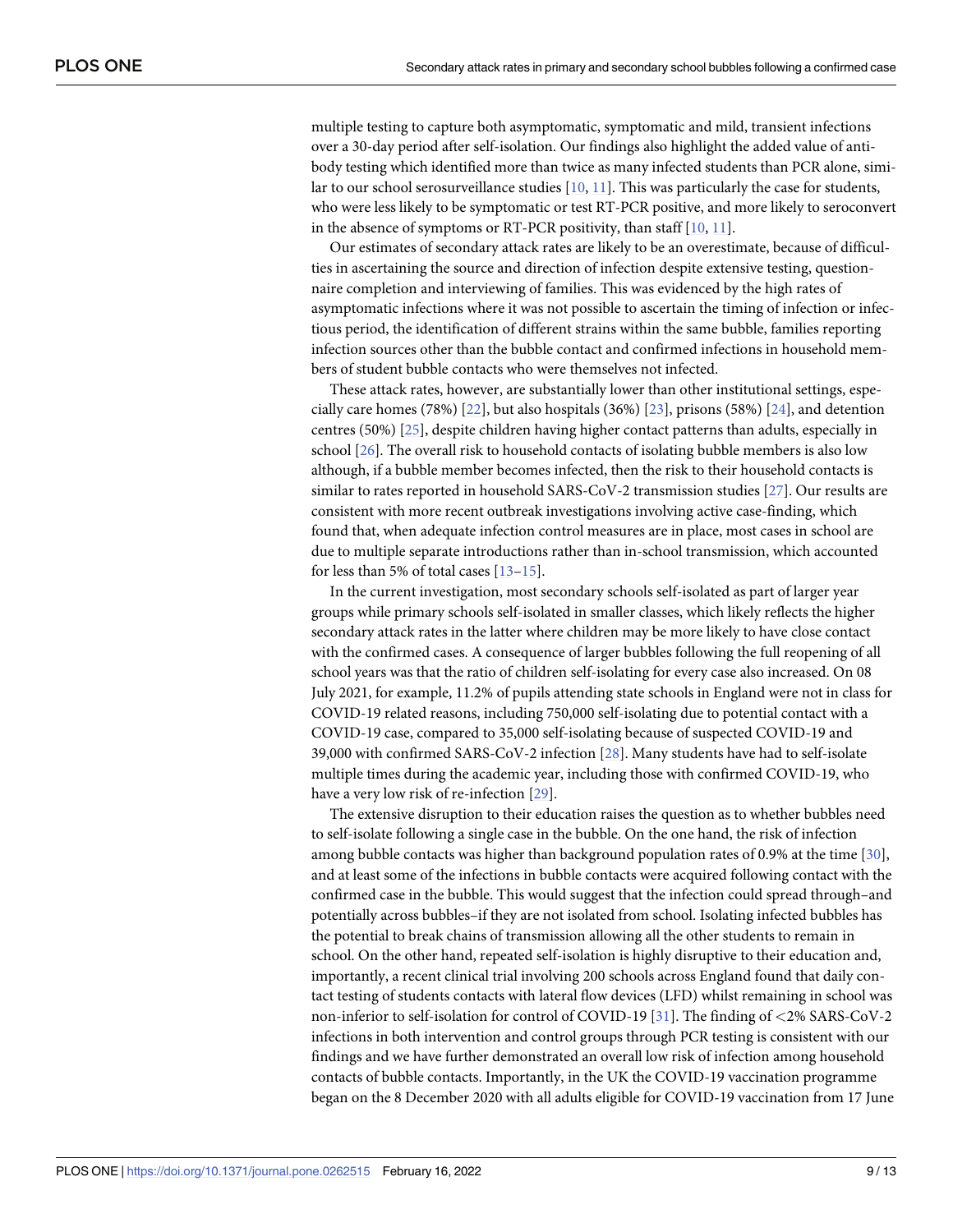multiple testing to capture both asymptomatic, symptomatic and mild, transient infections over a 30-day period after self-isolation. Our findings also highlight the added value of antibody testing which identified more than twice as many infected students than PCR alone, similar to our school serosurveillance studies [10, 11]. This was particularly the case for students, who were less likely to be symptomatic or test RT-PCR positive, and more likely to seroconvert in the absence of symptoms or RT-PCR positivity, than staff [10, 11].

Our estimates of secondary attack rates are likely to be an overestimate, because of difficulties in ascertaining the source and direction of infection despite extensive testing, questionnaire completion and interviewing of families. This was evidenced by the high rates of asymptomatic infections where it was not possible to ascertain the timing of infection or infectious period, the identification of different strains within the same bubble, families reporting infection sources other than the bubble contact and confirmed infections in household members of student bubble contacts who were themselves not infected.

These attack rates, however, are substantially lower than other institutional settings, especially care homes (78%) [22], but also hospitals (36%) [23], prisons (58%) [24], and detention centres (50%) [25], despite children having higher contact patterns than adults, especially in school [26]. The overall risk to household contacts of isolating bubble members is also low although, if a bubble member becomes infected, then the risk to their household contacts is similar to rates reported in household SARS-CoV-2 transmission studies [27]. Our results are consistent with more recent outbreak investigations involving active case-finding, which found that, when adequate infection control measures are in place, most cases in school are due to multiple separate introductions rather than in-school transmission, which accounted for less than 5% of total cases [13–15].

In the current investigation, most secondary schools self-isolated as part of larger year groups while primary schools self-isolated in smaller classes, which likely reflects the higher secondary attack rates in the latter where children may be more likely to have close contact with the confirmed cases. A consequence of larger bubbles following the full reopening of all school years was that the ratio of children self-isolating for every case also increased. On 08 July 2021, for example, 11.2% of pupils attending state schools in England were not in class for COVID-19 related reasons, including 750,000 self-isolating due to potential contact with a COVID-19 case, compared to 35,000 self-isolating because of suspected COVID-19 and 39,000 with confirmed SARS-CoV-2 infection [28]. Many students have had to self-isolate multiple times during the academic year, including those with confirmed COVID-19, who have a very low risk of re-infection [29].

The extensive disruption to their education raises the question as to whether bubbles need to self-isolate following a single case in the bubble. On the one hand, the risk of infection among bubble contacts was higher than background population rates of 0.9% at the time [30], and at least some of the infections in bubble contacts were acquired following contact with the confirmed case in the bubble. This would suggest that the infection could spread through–and potentially across bubbles–if they are not isolated from school. Isolating infected bubbles has the potential to break chains of transmission allowing all the other students to remain in school. On the other hand, repeated self-isolation is highly disruptive to their education and, importantly, a recent clinical trial involving 200 schools across England found that daily contact testing of students contacts with lateral flow devices (LFD) whilst remaining in school was non-inferior to self-isolation for control of COVID-19 [31]. The finding of <2% SARS-CoV-2 infections in both intervention and control groups through PCR testing is consistent with our findings and we have further demonstrated an overall low risk of infection among household contacts of bubble contacts. Importantly, in the UK the COVID-19 vaccination programme began on the 8 December 2020 with all adults eligible for COVID-19 vaccination from 17 June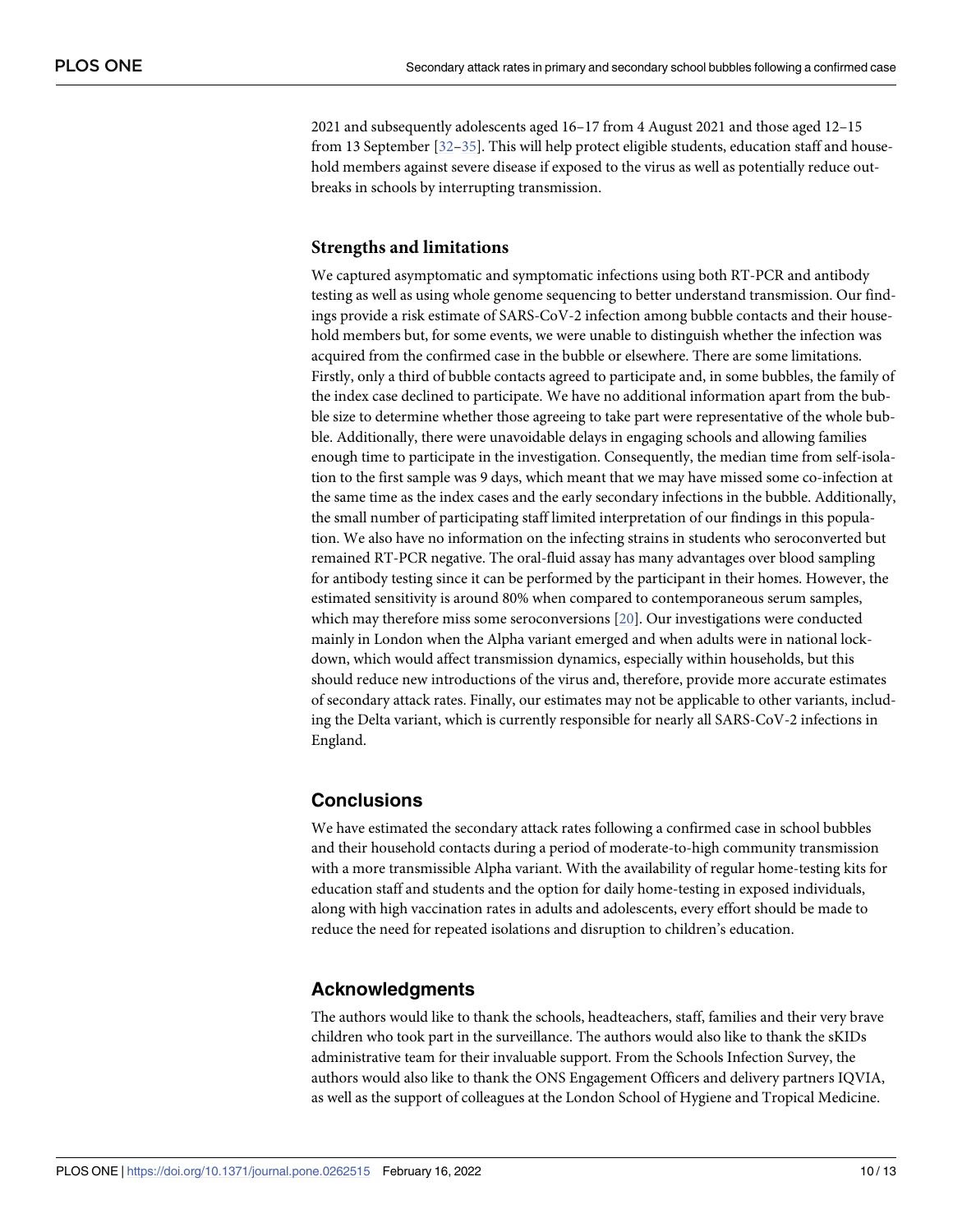2021 and subsequently adolescents aged 16–17 from 4 August 2021 and those aged 12–15 from 13 September [32–35]. This will help protect eligible students, education staff and household members against severe disease if exposed to the virus as well as potentially reduce outbreaks in schools by interrupting transmission.

### Strengths and limitations

We captured asymptomatic and symptomatic infections using both RT-PCR and antibody testing as well as using whole genome sequencing to better understand transmission. Our findings provide a risk estimate of SARS-CoV-2 infection among bubble contacts and their household members but, for some events, we were unable to distinguish whether the infection was acquired from the confirmed case in the bubble or elsewhere. There are some limitations. Firstly, only a third of bubble contacts agreed to participate and, in some bubbles, the family of the index case declined to participate. We have no additional information apart from the bubble size to determine whether those agreeing to take part were representative of the whole bubble. Additionally, there were unavoidable delays in engaging schools and allowing families enough time to participate in the investigation. Consequently, the median time from self-isolation to the first sample was 9 days, which meant that we may have missed some co-infection at the same time as the index cases and the early secondary infections in the bubble. Additionally, the small number of participating staff limited interpretation of our findings in this population. We also have no information on the infecting strains in students who seroconverted but remained RT-PCR negative. The oral-fluid assay has many advantages over blood sampling for antibody testing since it can be performed by the participant in their homes. However, the estimated sensitivity is around 80% when compared to contemporaneous serum samples, which may therefore miss some seroconversions [20]. Our investigations were conducted mainly in London when the Alpha variant emerged and when adults were in national lockdown, which would affect transmission dynamics, especially within households, but this should reduce new introductions of the virus and, therefore, provide more accurate estimates of secondary attack rates. Finally, our estimates may not be applicable to other variants, including the Delta variant, which is currently responsible for nearly all SARS-CoV-2 infections in England.

## Conclusions

We have estimated the secondary attack rates following a confirmed case in school bubbles and their household contacts during a period of moderate-to-high community transmission with a more transmissible Alpha variant. With the availability of regular home-testing kits for education staff and students and the option for daily home-testing in exposed individuals, along with high vaccination rates in adults and adolescents, every effort should be made to reduce the need for repeated isolations and disruption to children's education.

## Acknowledgments

The authors would like to thank the schools, headteachers, staff, families and their very brave children who took part in the surveillance. The authors would also like to thank the sKIDs administrative team for their invaluable support. From the Schools Infection Survey, the authors would also like to thank the ONS Engagement Officers and delivery partners IQVIA, as well as the support of colleagues at the London School of Hygiene and Tropical Medicine.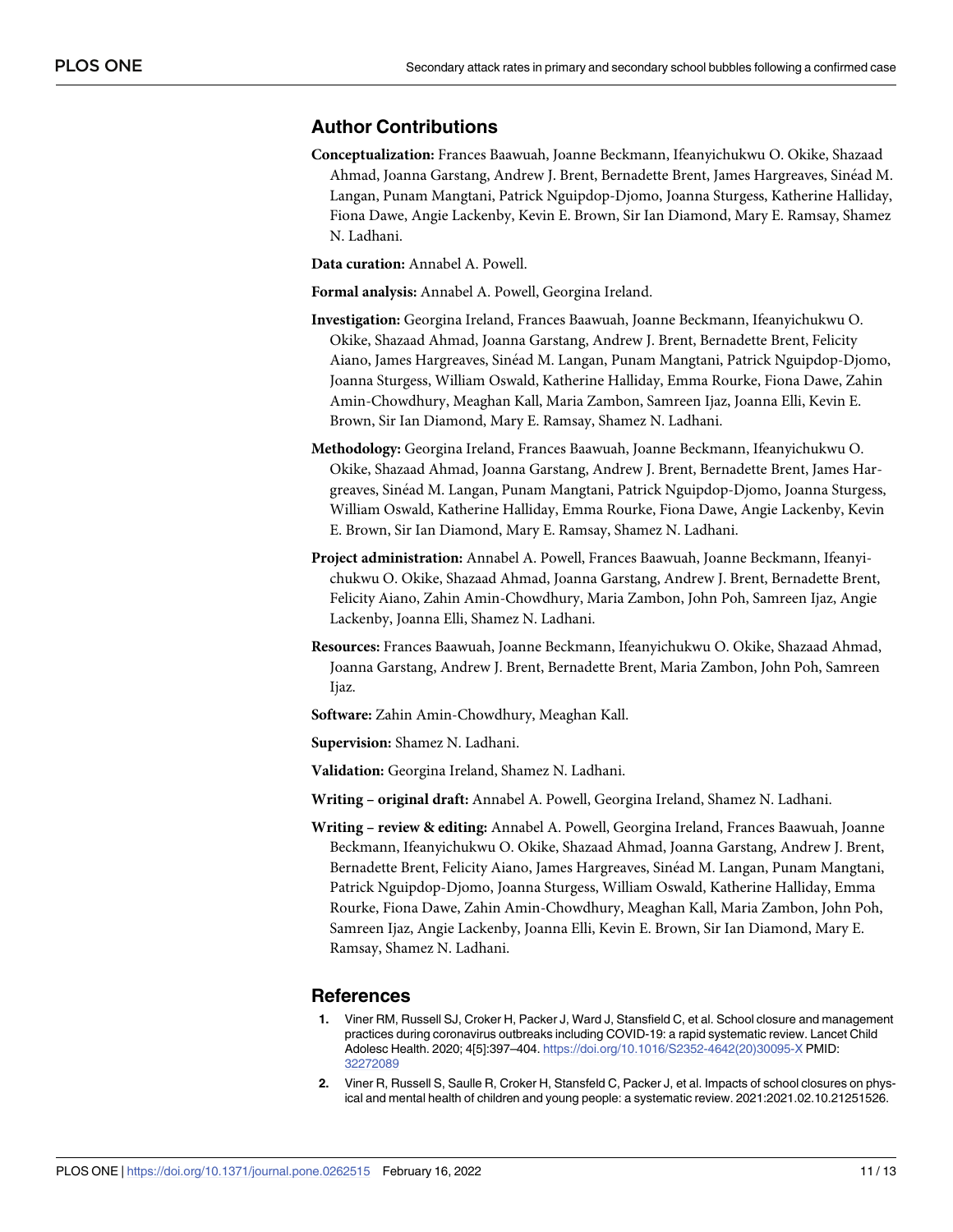## Author Contributions

**Conceptualization:** Frances Baawuah, Joanne Beckmann, Ifeanyichukwu O. Okike, Shazaad Ahmad, Joanna Garstang, Andrew J. Brent, Bernadette Brent, James Hargreaves, Sinéad M. Langan, Punam Mangtani, Patrick Nguipdop-Djomo, Joanna Sturgess, Katherine Halliday, Fiona Dawe, Angie Lackenby, Kevin E. Brown, Sir Ian Diamond, Mary E. Ramsay, Shamez N. Ladhani.

**Data curation:** Annabel A. Powell.

**Formal analysis:** Annabel A. Powell, Georgina Ireland.

**Investigation:** Georgina Ireland, Frances Baawuah, Joanne Beckmann, Ifeanyichukwu O. Okike, Shazaad Ahmad, Joanna Garstang, Andrew J. Brent, Bernadette Brent, Felicity Aiano, James Hargreaves, Sinéad M. Langan, Punam Mangtani, Patrick Nguipdop-Djomo, Joanna Sturgess, William Oswald, Katherine Halliday, Emma Rourke, Fiona Dawe, Zahin Amin-Chowdhury, Meaghan Kall, Maria Zambon, Samreen Ijaz, Joanna Elli, Kevin E. Brown, Sir Ian Diamond, Mary E. Ramsay, Shamez N. Ladhani.

**Methodology:** Georgina Ireland, Frances Baawuah, Joanne Beckmann, Ifeanyichukwu O. Okike, Shazaad Ahmad, Joanna Garstang, Andrew J. Brent, Bernadette Brent, James Hargreaves, Sinéad M. Langan, Punam Mangtani, Patrick Nguipdop-Djomo, Joanna Sturgess, William Oswald, Katherine Halliday, Emma Rourke, Fiona Dawe, Angie Lackenby, Kevin E. Brown, Sir Ian Diamond, Mary E. Ramsay, Shamez N. Ladhani.

**Project administration:** Annabel A. Powell, Frances Baawuah, Joanne Beckmann, Ifeanyichukwu O. Okike, Shazaad Ahmad, Joanna Garstang, Andrew J. Brent, Bernadette Brent, Felicity Aiano, Zahin Amin-Chowdhury, Maria Zambon, John Poh, Samreen Ijaz, Angie Lackenby, Joanna Elli, Shamez N. Ladhani.

**Resources:** Frances Baawuah, Joanne Beckmann, Ifeanyichukwu O. Okike, Shazaad Ahmad, Joanna Garstang, Andrew J. Brent, Bernadette Brent, Maria Zambon, John Poh, Samreen Ijaz.

**Software:** Zahin Amin-Chowdhury, Meaghan Kall.

**Supervision:** Shamez N. Ladhani.

**Validation:** Georgina Ireland, Shamez N. Ladhani.

**Writing – original draft:** Annabel A. Powell, Georgina Ireland, Shamez N. Ladhani.

**Writing – review & editing:** Annabel A. Powell, Georgina Ireland, Frances Baawuah, Joanne Beckmann, Ifeanyichukwu O. Okike, Shazaad Ahmad, Joanna Garstang, Andrew J. Brent, Bernadette Brent, Felicity Aiano, James Hargreaves, Sinéad M. Langan, Punam Mangtani, Patrick Nguipdop-Djomo, Joanna Sturgess, William Oswald, Katherine Halliday, Emma Rourke, Fiona Dawe, Zahin Amin-Chowdhury, Meaghan Kall, Maria Zambon, John Poh, Samreen Ijaz, Angie Lackenby, Joanna Elli, Kevin E. Brown, Sir Ian Diamond, Mary E. Ramsay, Shamez N. Ladhani.

## References

1. Viner RM, Russell SJ, Croker H, Packer J, Ward J, Stansfield C, et al. School closure and management practices during coronavirus outbreaks including COVID-19: a rapid systematic review. Lancet Child Adolesc Health. 2020; 4[5]:397–404. https://doi.org/10.1016/S2352-4642(20)30095-X PMID: 32272089
2. Viner R, Russell S, Saulle R, Croker H, Stansfeld C, Packer J, et al. Impacts of school closures on physical and mental health of children and young people: a systematic review. 2021:2021.02.10.21251526.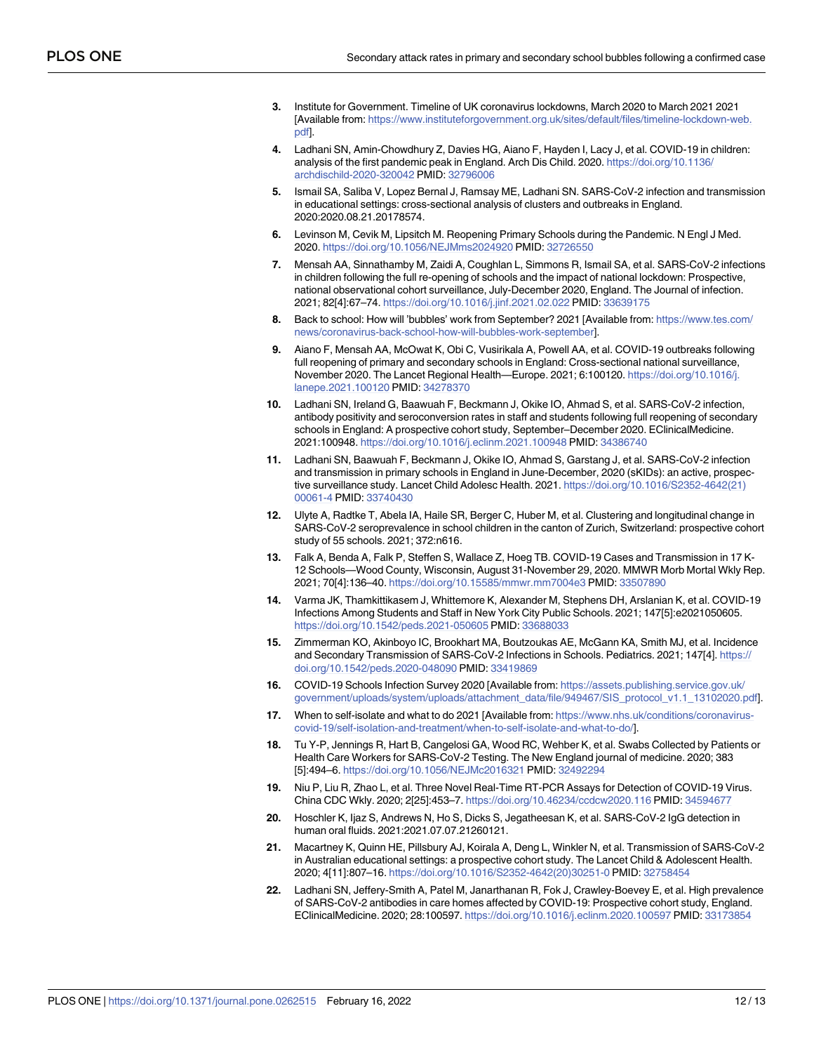3. Institute for Government. Timeline of UK coronavirus lockdowns, March 2020 to March 2021 2021 [Available from: https://www.instituteforgovernment.org.uk/sites/default/files/timeline-lockdown-web.pdf].
4. Ladhani SN, Amin-Chowdhury Z, Davies HG, Aiano F, Hayden I, Lacy J, et al. COVID-19 in children: analysis of the first pandemic peak in England. Arch Dis Child. 2020. https://doi.org/10.1136/archdischild-2020-320042 PMID: 32796006
5. Ismail SA, Saliba V, Lopez Bernal J, Ramsay ME, Ladhani SN. SARS-CoV-2 infection and transmission in educational settings: cross-sectional analysis of clusters and outbreaks in England. 2020:2020.08.21.20178574.
6. Levinson M, Cevik M, Lipsitch M. Reopening Primary Schools during the Pandemic. N Engl J Med. 2020. https://doi.org/10.1056/NEJMms2024920 PMID: 32726550
7. Mensah AA, Sinnathamby M, Zaidi A, Coughlan L, Simmons R, Ismail SA, et al. SARS-CoV-2 infections in children following the full re-opening of schools and the impact of national lockdown: Prospective, national observational cohort surveillance, July-December 2020, England. The Journal of infection. 2021; 82[4]:67–74. https://doi.org/10.1016/j.jinf.2021.02.022 PMID: 33639175
8. Back to school: How will 'bubbles' work from September? 2021 [Available from: https://www.tes.com/news/coronavirus-back-school-how-will-bubbles-work-september].
9. Aiano F, Mensah AA, McOwat K, Obi C, Vusirikala A, Powell AA, et al. COVID-19 outbreaks following full reopening of primary and secondary schools in England: Cross-sectional national surveillance, November 2020. The Lancet Regional Health—Europe. 2021; 6:100120. https://doi.org/10.1016/j.lanepe.2021.100120 PMID: 34278370
10. Ladhani SN, Ireland G, Baawuah F, Beckmann J, Okike IO, Ahmad S, et al. SARS-CoV-2 infection, antibody positivity and seroconversion rates in staff and students following full reopening of secondary schools in England: A prospective cohort study, September–December 2020. EClinicalMedicine. 2021:100948. https://doi.org/10.1016/j.eclinm.2021.100948 PMID: 34386740
11. Ladhani SN, Baawuah F, Beckmann J, Okike IO, Ahmad S, Garstang J, et al. SARS-CoV-2 infection and transmission in primary schools in England in June-December, 2020 (sKIDs): an active, prospective surveillance study. Lancet Child Adolesc Health. 2021. https://doi.org/10.1016/S2352-4642(21)00061-4 PMID: 33740430
12. Ulyte A, Radtke T, Abela IA, Haile SR, Berger C, Huber M, et al. Clustering and longitudinal change in SARS-CoV-2 seroprevalence in school children in the canton of Zurich, Switzerland: prospective cohort study of 55 schools. 2021; 372:n616.
13. Falk A, Benda A, Falk P, Steffen S, Wallace Z, Hoeg TB. COVID-19 Cases and Transmission in 17 K-12 Schools—Wood County, Wisconsin, August 31-November 29, 2020. MMWR Morb Mortal Wkly Rep. 2021; 70[4]:136–40. https://doi.org/10.15585/mmwr.mm7004e3 PMID: 33507890
14. Varma JK, Thamkittikasem J, Whittemore K, Alexander M, Stephens DH, Arslanian K, et al. COVID-19 Infections Among Students and Staff in New York City Public Schools. 2021; 147[5]:e2021050605. https://doi.org/10.1542/peds.2021-050605 PMID: 33688033
15. Zimmerman KO, Akinboyo IC, Brookhart MA, Boutzoukas AE, McGann KA, Smith MJ, et al. Incidence and Secondary Transmission of SARS-CoV-2 Infections in Schools. Pediatrics. 2021; 147[4]. https://doi.org/10.1542/peds.2020-048090 PMID: 33419869
16. COVID-19 Schools Infection Survey 2020 [Available from: https://assets.publishing.service.gov.uk/government/uploads/system/uploads/attachment_data/file/949467/SIS_protocol_v1.1_13102020.pdf].
17. When to self-isolate and what to do 2021 [Available from: https://www.nhs.uk/conditions/coronavirus-covid-19/self-isolation-and-treatment/when-to-self-isolate-and-what-to-do/].
18. Tu Y-P, Jennings R, Hart B, Cangelosi GA, Wood RC, Wehber K, et al. Swabs Collected by Patients or Health Care Workers for SARS-CoV-2 Testing. The New England journal of medicine. 2020; 383 [5]:494–6. https://doi.org/10.1056/NEJMc2016321 PMID: 32492294
19. Niu P, Liu R, Zhao L, et al. Three Novel Real-Time RT-PCR Assays for Detection of COVID-19 Virus. China CDC Wkly. 2020; 2[25]:453–7. https://doi.org/10.46234/ccdcw2020.116 PMID: 34594677
20. Hoschler K, Ijaz S, Andrews N, Ho S, Dicks S, Jegatheesan K, et al. SARS-CoV-2 IgG detection in human oral fluids. 2021:2021.07.07.21260121.
21. Macartney K, Quinn HE, Pillsbury AJ, Koirala A, Deng L, Winkler N, et al. Transmission of SARS-CoV-2 in Australian educational settings: a prospective cohort study. The Lancet Child & Adolescent Health. 2020; 4[11]:807–16. https://doi.org/10.1016/S2352-4642(20)30251-0 PMID: 32758454
22. Ladhani SN, Jeffery-Smith A, Patel M, Janarthanan R, Fok J, Crawley-Boevey E, et al. High prevalence of SARS-CoV-2 antibodies in care homes affected by COVID-19: Prospective cohort study, England. EClinicalMedicine. 2020; 28:100597. https://doi.org/10.1016/j.eclinm.2020.100597 PMID: 33173854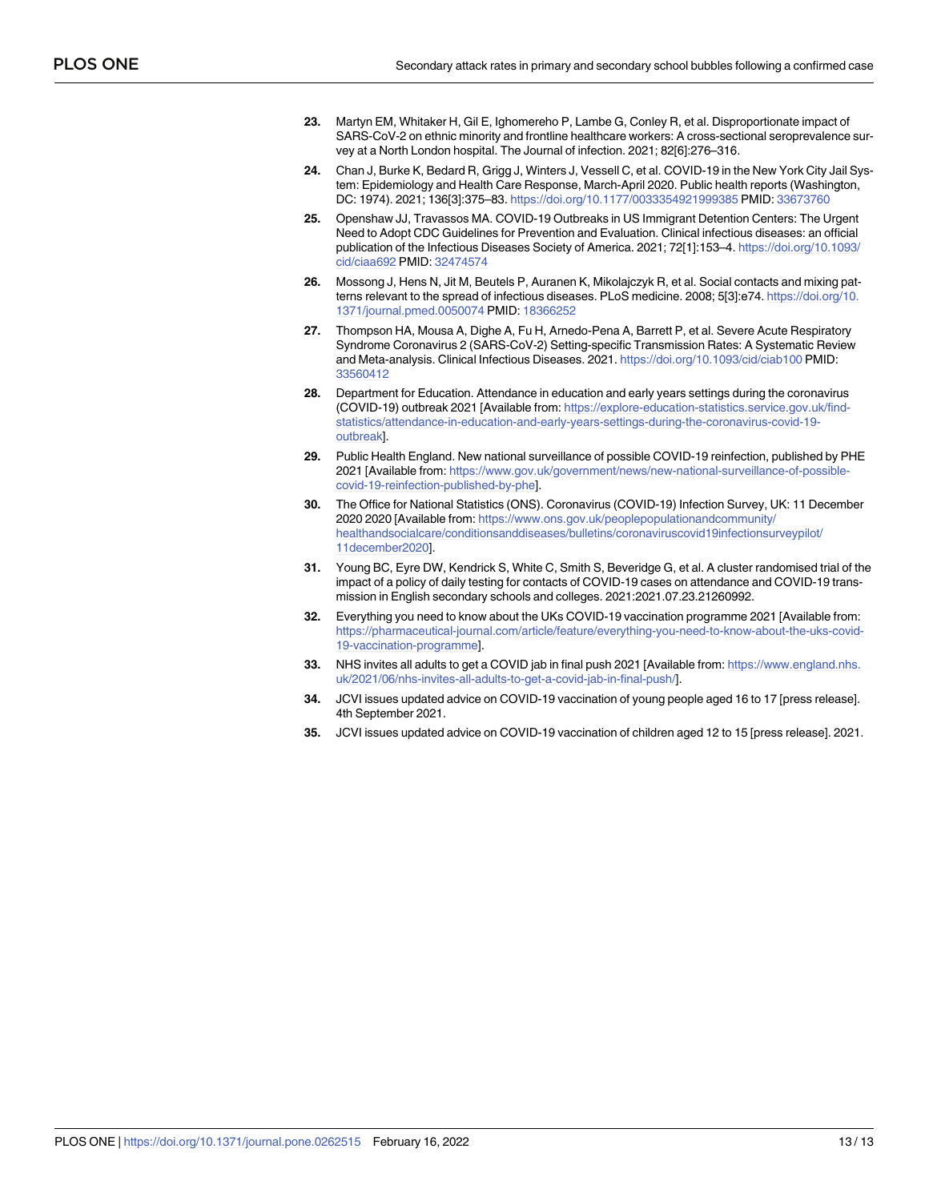23. Martyn EM, Whitaker H, Gil E, Ighomereho P, Lambe G, Conley R, et al. Disproportionate impact of SARS-CoV-2 on ethnic minority and frontline healthcare workers: A cross-sectional seroprevalence survey at a North London hospital. The Journal of infection. 2021; 82[6]:276–316.

24. Chan J, Burke K, Bedard R, Grigg J, Winters J, Vessell C, et al. COVID-19 in the New York City Jail System: Epidemiology and Health Care Response, March-April 2020. Public health reports (Washington, DC: 1974). 2021; 136[3]:375–83. https://doi.org/10.1177/0033354921999385 PMID: 33673760

25. Openshaw JJ, Travassos MA. COVID-19 Outbreaks in US Immigrant Detention Centers: The Urgent Need to Adopt CDC Guidelines for Prevention and Evaluation. Clinical infectious diseases: an official publication of the Infectious Diseases Society of America. 2021; 72[1]:153–4. https://doi.org/10.1093/cid/ciaa692 PMID: 32474574

26. Mossong J, Hens N, Jit M, Beutels P, Auranen K, Mikolajczyk R, et al. Social contacts and mixing patterns relevant to the spread of infectious diseases. PLoS medicine. 2008; 5[3]:e74. https://doi.org/10.1371/journal.pmed.0050074 PMID: 18366252

27. Thompson HA, Mousa A, Dighe A, Fu H, Arnedo-Pena A, Barrett P, et al. Severe Acute Respiratory Syndrome Coronavirus 2 (SARS-CoV-2) Setting-specific Transmission Rates: A Systematic Review and Meta-analysis. Clinical Infectious Diseases. 2021. https://doi.org/10.1093/cid/ciab100 PMID: 33560412

28. Department for Education. Attendance in education and early years settings during the coronavirus (COVID-19) outbreak 2021 [Available from: https://explore-education-statistics.service.gov.uk/find-statistics/attendance-in-education-and-early-years-settings-during-the-coronavirus-covid-19-outbreak].

29. Public Health England. New national surveillance of possible COVID-19 reinfection, published by PHE 2021 [Available from: https://www.gov.uk/government/news/new-national-surveillance-of-possible-covid-19-reinfection-published-by-phe].

30. The Office for National Statistics (ONS). Coronavirus (COVID-19) Infection Survey, UK: 11 December 2020 2020 [Available from: https://www.ons.gov.uk/peoplepopulationandcommunity/healthandsocialcare/conditionsanddiseases/bulletins/coronaviruscovid19infectionsurveypilot/11december2020].

31. Young BC, Eyre DW, Kendrick S, White C, Smith S, Beveridge G, et al. A cluster randomised trial of the impact of a policy of daily testing for contacts of COVID-19 cases on attendance and COVID-19 transmission in English secondary schools and colleges. 2021:2021.07.23.21260992.

32. Everything you need to know about the UKs COVID-19 vaccination programme 2021 [Available from: https://pharmaceutical-journal.com/article/feature/everything-you-need-to-know-about-the-uks-covid-19-vaccination-programme].

33. NHS invites all adults to get a COVID jab in final push 2021 [Available from: https://www.england.nhs.uk/2021/06/nhs-invites-all-adults-to-get-a-covid-jab-in-final-push/].

34. JCVI issues updated advice on COVID-19 vaccination of young people aged 16 to 17 [press release]. 4th September 2021.

35. JCVI issues updated advice on COVID-19 vaccination of children aged 12 to 15 [press release]. 2021.